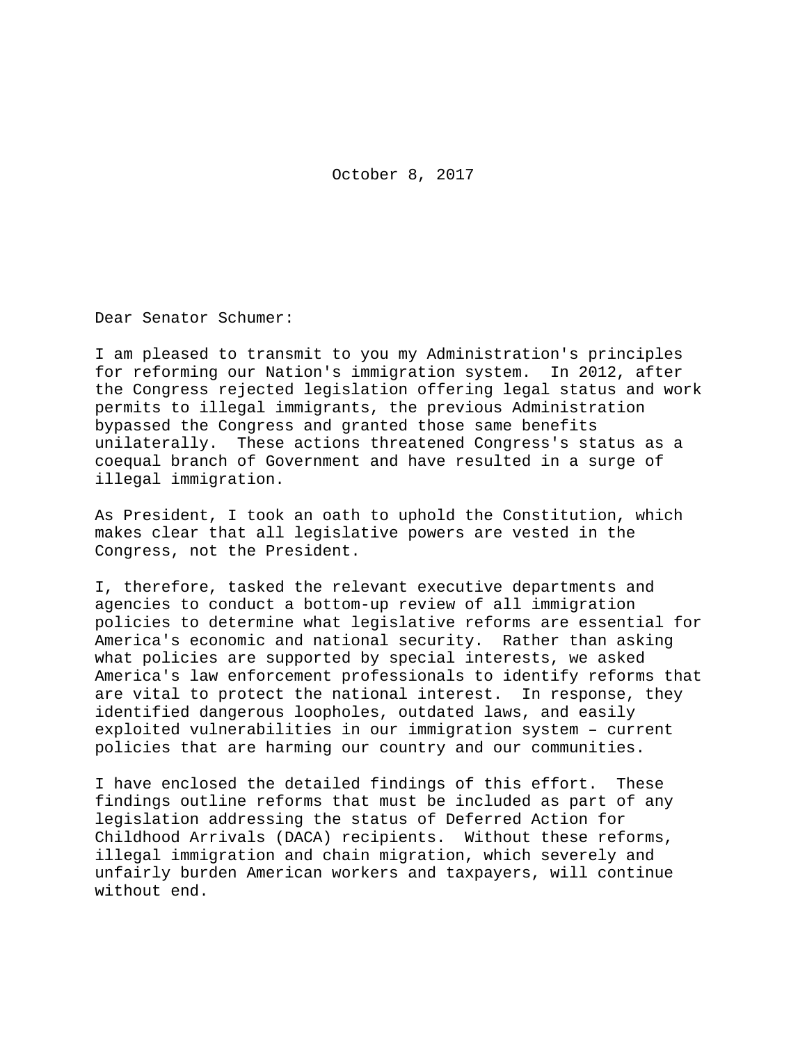October 8, 2017

Dear Senator Schumer:

I am pleased to transmit to you my Administration's principles for reforming our Nation's immigration system. In 2012, after the Congress rejected legislation offering legal status and work permits to illegal immigrants, the previous Administration bypassed the Congress and granted those same benefits unilaterally. These actions threatened Congress's status as a coequal branch of Government and have resulted in a surge of illegal immigration.

As President, I took an oath to uphold the Constitution, which makes clear that all legislative powers are vested in the Congress, not the President.

I, therefore, tasked the relevant executive departments and agencies to conduct a bottom-up review of all immigration policies to determine what legislative reforms are essential for America's economic and national security. Rather than asking what policies are supported by special interests, we asked America's law enforcement professionals to identify reforms that are vital to protect the national interest. In response, they identified dangerous loopholes, outdated laws, and easily exploited vulnerabilities in our immigration system – current policies that are harming our country and our communities.

I have enclosed the detailed findings of this effort. These findings outline reforms that must be included as part of any legislation addressing the status of Deferred Action for Childhood Arrivals (DACA) recipients. Without these reforms, illegal immigration and chain migration, which severely and unfairly burden American workers and taxpayers, will continue without end.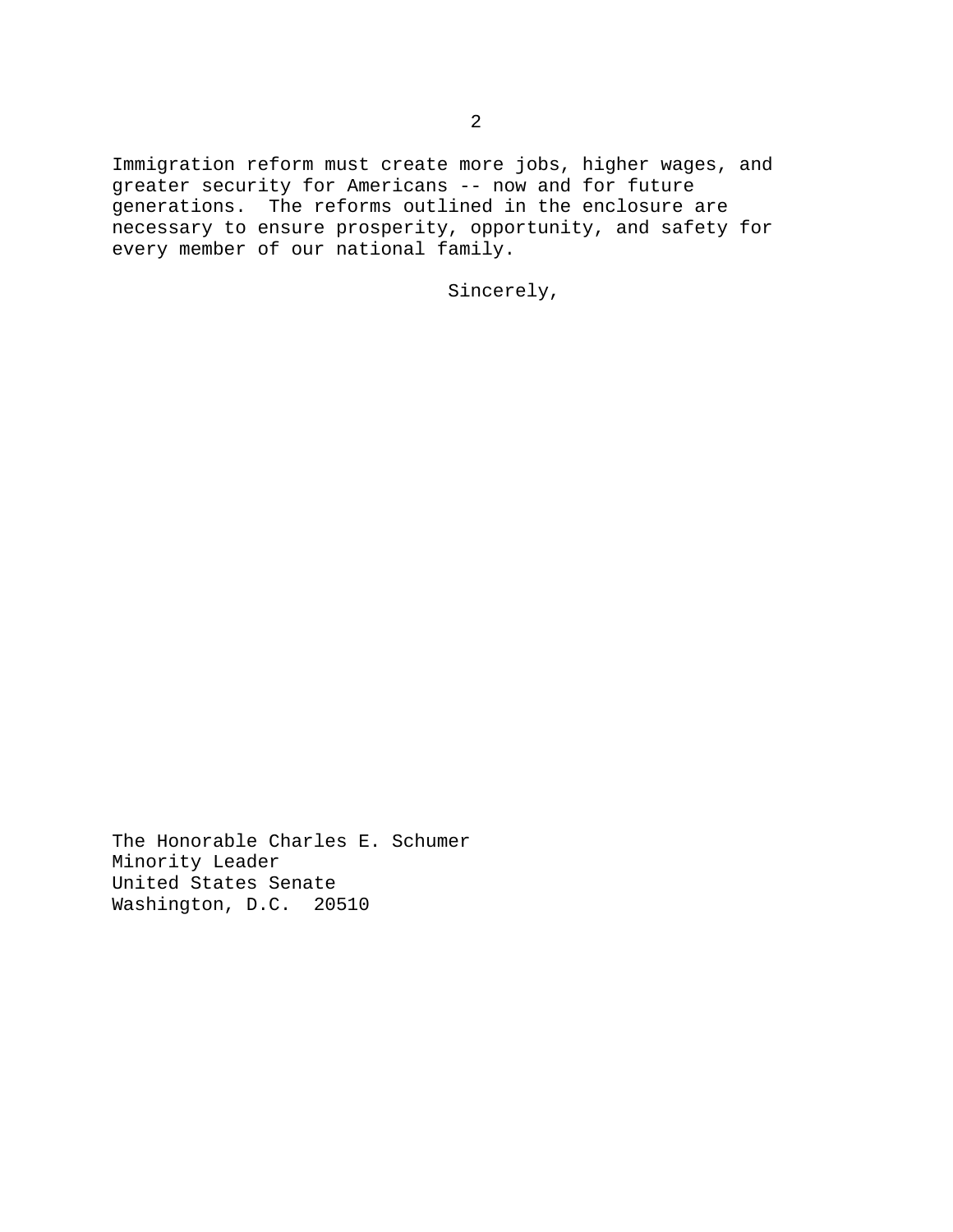Immigration reform must create more jobs, higher wages, and greater security for Americans -- now and for future generations. The reforms outlined in the enclosure are necessary to ensure prosperity, opportunity, and safety for every member of our national family.

Sincerely,

The Honorable Charles E. Schumer
Minority Leader
United States Senate
Washington, D.C. 20510